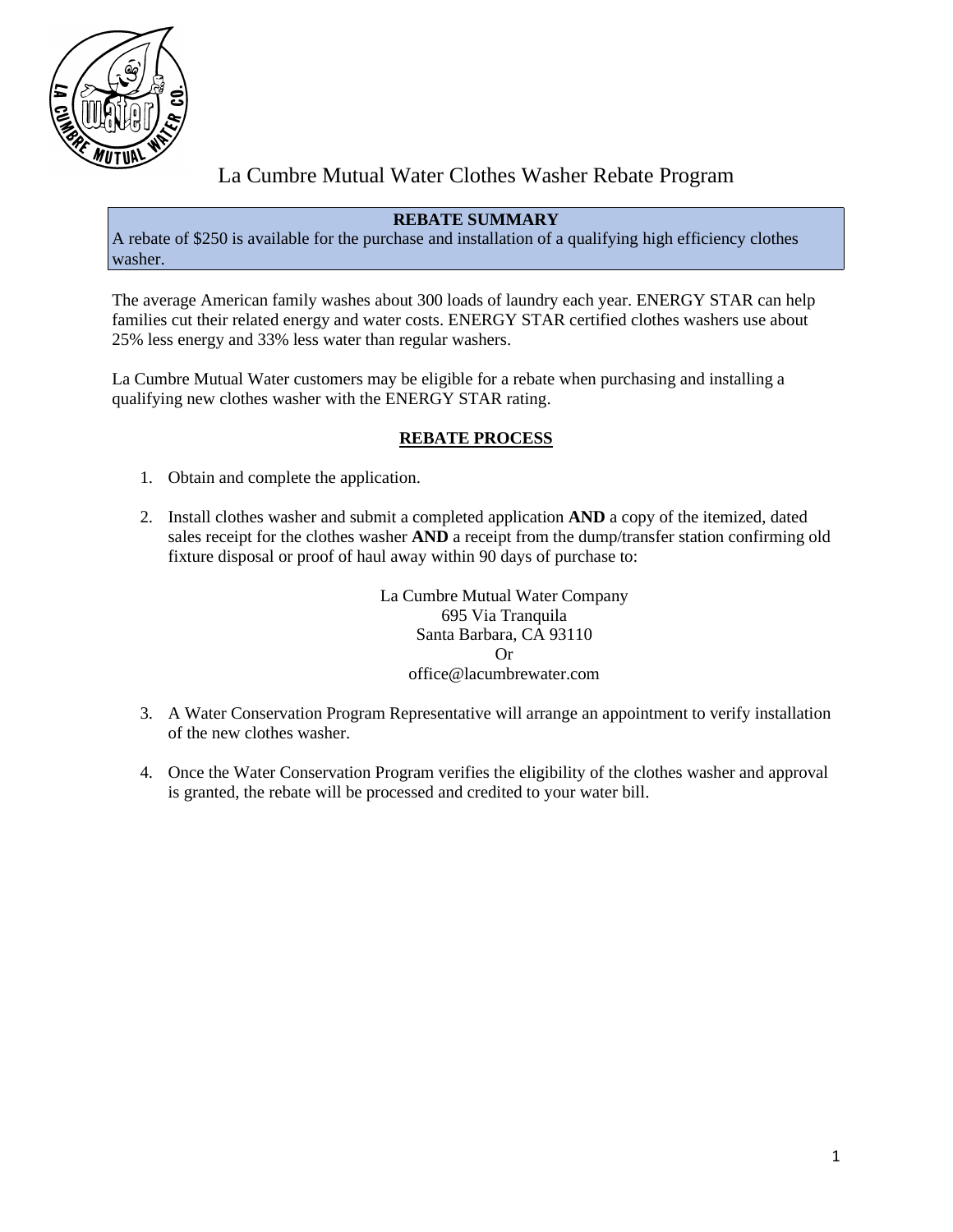# La Cumbre Mutual Water Clothes Washer Rebate Program

**REBATE SUMMARY**

A rebate of $250 is available for the purchase and installation of a qualifying high efficiency clothes washer.

The average American family washes about 300 loads of laundry each year. ENERGY STAR can help families cut their related energy and water costs. ENERGY STAR certified clothes washers use about 25% less energy and 33% less water than regular washers.

La Cumbre Mutual Water customers may be eligible for a rebate when purchasing and installing a qualifying new clothes washer with the ENERGY STAR rating.

## REBATE PROCESS

1. Obtain and complete the application.

2. Install clothes washer and submit a completed application **AND** a copy of the itemized, dated sales receipt for the clothes washer **AND** a receipt from the dump/transfer station confirming old fixture disposal or proof of haul away within 90 days of purchase to:

   La Cumbre Mutual Water Company
   695 Via Tranquila
   Santa Barbara, CA 93110
   Or
   office@lacumbrewater.com

3. A Water Conservation Program Representative will arrange an appointment to verify installation of the new clothes washer.

4. Once the Water Conservation Program verifies the eligibility of the clothes washer and approval is granted, the rebate will be processed and credited to your water bill.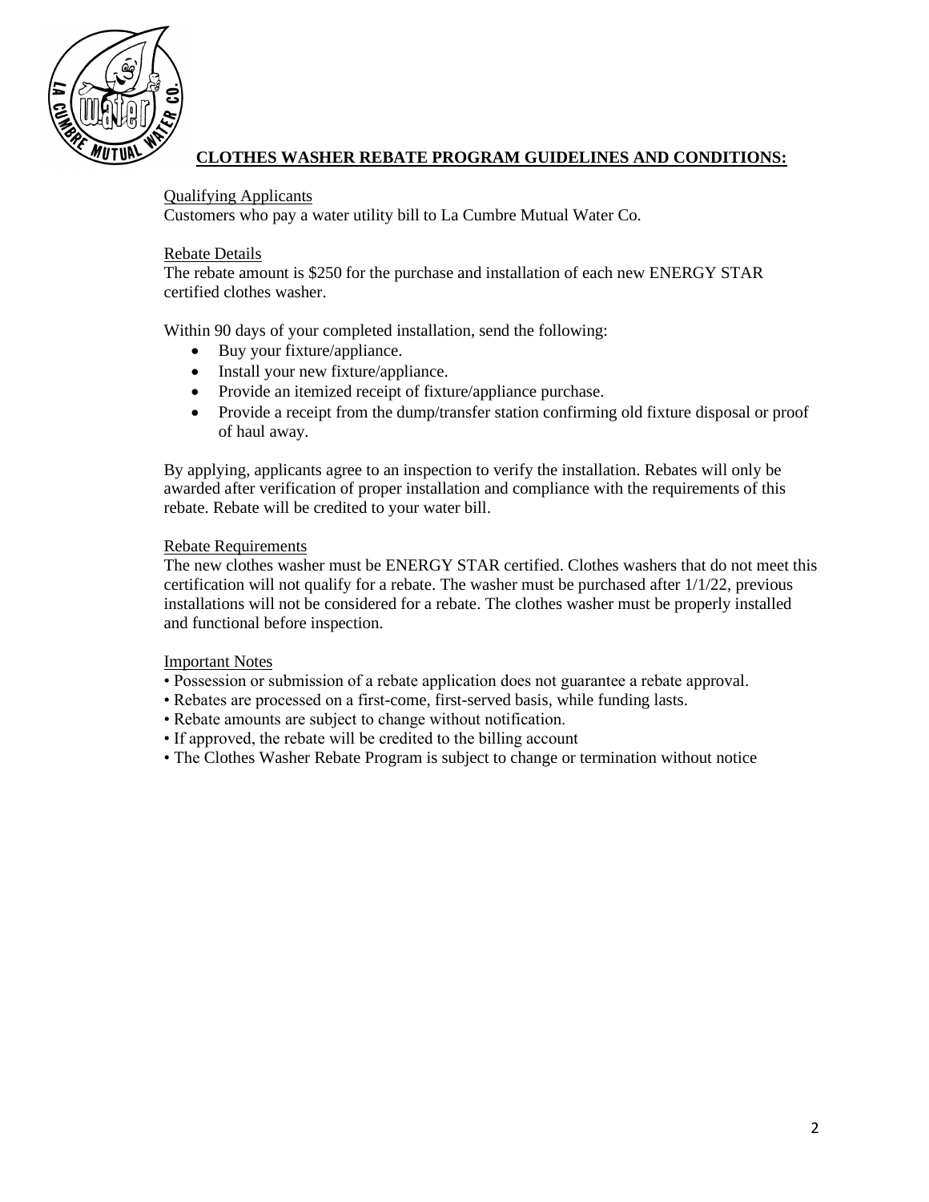## CLOTHES WASHER REBATE PROGRAM GUIDELINES AND CONDITIONS:

Qualifying Applicants

Customers who pay a water utility bill to La Cumbre Mutual Water Co.

Rebate Details

The rebate amount is $250 for the purchase and installation of each new ENERGY STAR certified clothes washer.

Within 90 days of your completed installation, send the following:

- Buy your fixture/appliance.
- Install your new fixture/appliance.
- Provide an itemized receipt of fixture/appliance purchase.
- Provide a receipt from the dump/transfer station confirming old fixture disposal or proof of haul away.

By applying, applicants agree to an inspection to verify the installation. Rebates will only be awarded after verification of proper installation and compliance with the requirements of this rebate. Rebate will be credited to your water bill.

Rebate Requirements

The new clothes washer must be ENERGY STAR certified. Clothes washers that do not meet this certification will not qualify for a rebate. The washer must be purchased after 1/1/22, previous installations will not be considered for a rebate. The clothes washer must be properly installed and functional before inspection.

Important Notes

• Possession or submission of a rebate application does not guarantee a rebate approval.
• Rebates are processed on a first-come, first-served basis, while funding lasts.
• Rebate amounts are subject to change without notification.
• If approved, the rebate will be credited to the billing account
• The Clothes Washer Rebate Program is subject to change or termination without notice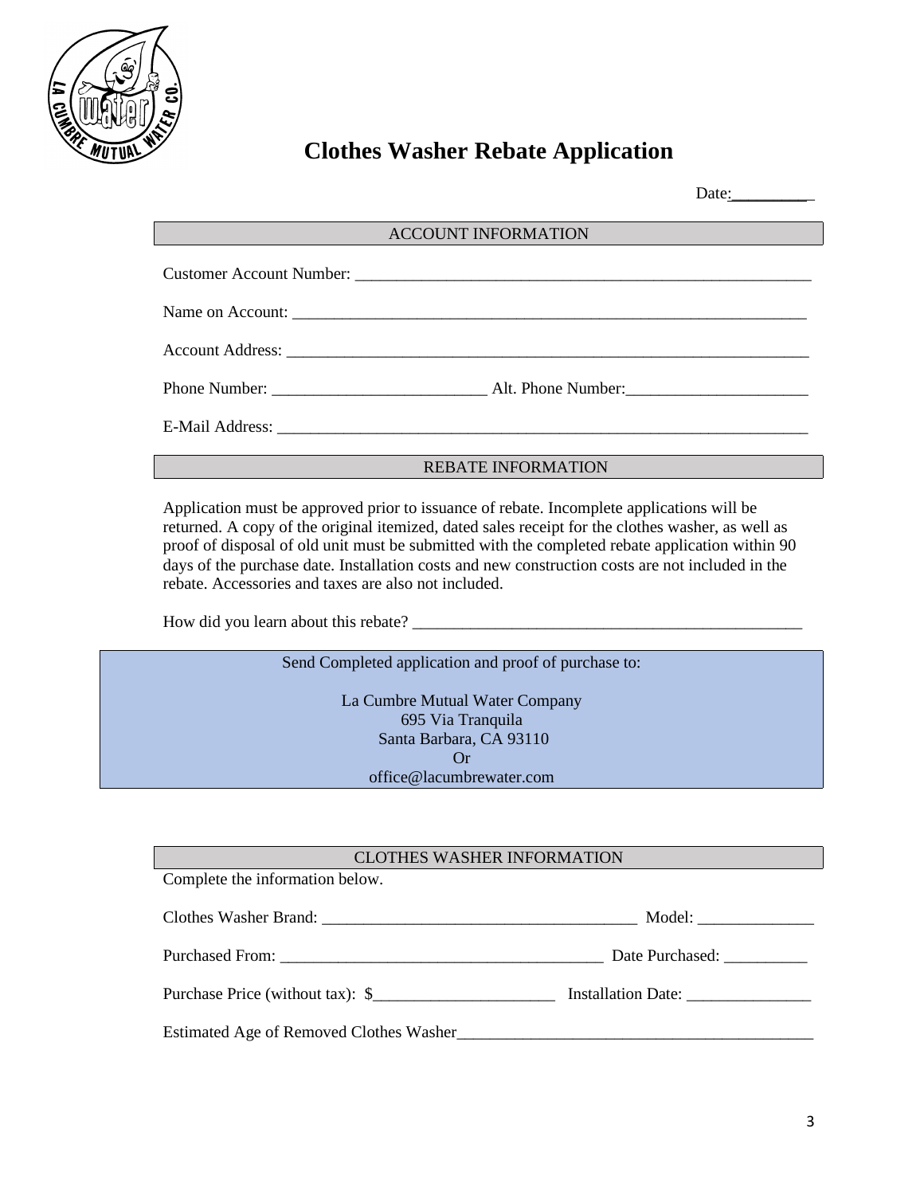# Clothes Washer Rebate Application

Date:\_\_\_\_\_\_\_\_\_\_

## ACCOUNT INFORMATION

Customer Account Number: \_\_\_\_\_\_\_\_\_\_\_\_\_\_\_\_\_\_\_\_\_\_\_\_\_\_\_\_\_\_\_\_\_\_\_\_\_\_\_\_\_\_\_\_\_\_\_\_\_\_\_\_\_\_\_\_

Name on Account: \_\_\_\_\_\_\_\_\_\_\_\_\_\_\_\_\_\_\_\_\_\_\_\_\_\_\_\_\_\_\_\_\_\_\_\_\_\_\_\_\_\_\_\_\_\_\_\_\_\_\_\_\_\_\_\_\_\_\_\_\_\_

Account Address: \_\_\_\_\_\_\_\_\_\_\_\_\_\_\_\_\_\_\_\_\_\_\_\_\_\_\_\_\_\_\_\_\_\_\_\_\_\_\_\_\_\_\_\_\_\_\_\_\_\_\_\_\_\_\_\_\_\_\_\_\_\_\_

Phone Number: \_\_\_\_\_\_\_\_\_\_\_\_\_\_\_\_\_\_\_\_\_\_\_\_\_\_ Alt. Phone Number:\_\_\_\_\_\_\_\_\_\_\_\_\_\_\_\_\_\_\_\_\_\_

E-Mail Address: \_\_\_\_\_\_\_\_\_\_\_\_\_\_\_\_\_\_\_\_\_\_\_\_\_\_\_\_\_\_\_\_\_\_\_\_\_\_\_\_\_\_\_\_\_\_\_\_\_\_\_\_\_\_\_\_\_\_\_\_\_\_\_\_

## REBATE INFORMATION

Application must be approved prior to issuance of rebate. Incomplete applications will be returned. A copy of the original itemized, dated sales receipt for the clothes washer, as well as proof of disposal of old unit must be submitted with the completed rebate application within 90 days of the purchase date. Installation costs and new construction costs are not included in the rebate. Accessories and taxes are also not included.

How did you learn about this rebate? \_\_\_\_\_\_\_\_\_\_\_\_\_\_\_\_\_\_\_\_\_\_\_\_\_\_\_\_\_\_\_\_\_\_\_\_\_\_\_\_\_\_\_\_\_\_\_\_

Send Completed application and proof of purchase to:

La Cumbre Mutual Water Company
695 Via Tranquila
Santa Barbara, CA 93110
Or
office@lacumbrewater.com

## CLOTHES WASHER INFORMATION

Complete the information below.

Clothes Washer Brand: \_\_\_\_\_\_\_\_\_\_\_\_\_\_\_\_\_\_\_\_\_\_\_\_\_\_\_\_\_\_\_\_\_\_\_\_\_\_ Model: \_\_\_\_\_\_\_\_\_\_\_\_\_\_

Purchased From: \_\_\_\_\_\_\_\_\_\_\_\_\_\_\_\_\_\_\_\_\_\_\_\_\_\_\_\_\_\_\_\_\_\_\_\_\_\_\_ Date Purchased: \_\_\_\_\_\_\_\_\_\_

Purchase Price (without tax): $\_\_\_\_\_\_\_\_\_\_\_\_\_\_\_\_\_\_\_\_\_\_ Installation Date: \_\_\_\_\_\_\_\_\_\_\_\_\_\_\_

Estimated Age of Removed Clothes Washer\_\_\_\_\_\_\_\_\_\_\_\_\_\_\_\_\_\_\_\_\_\_\_\_\_\_\_\_\_\_\_\_\_\_\_\_\_\_\_\_\_\_\_\_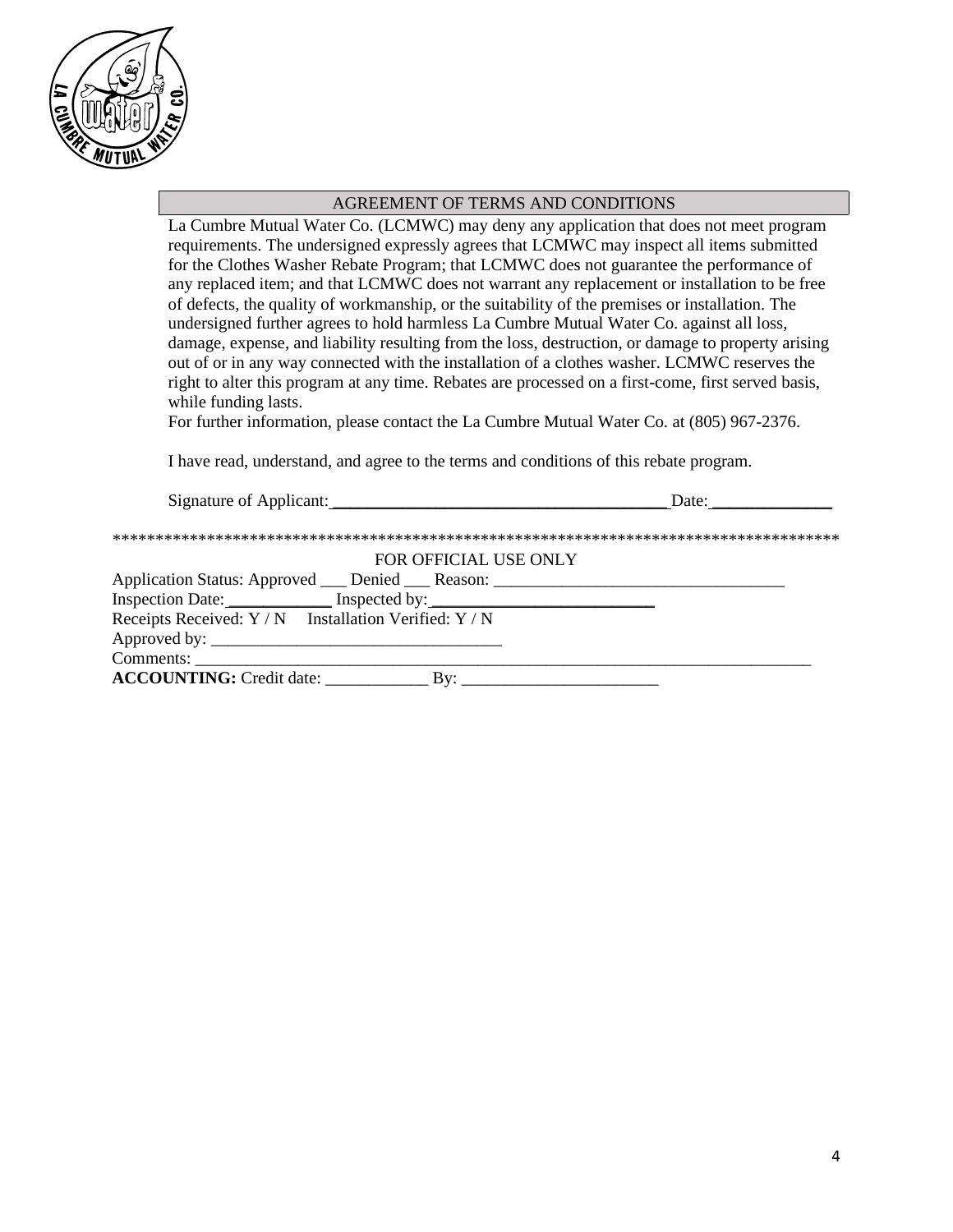## AGREEMENT OF TERMS AND CONDITIONS

La Cumbre Mutual Water Co. (LCMWC) may deny any application that does not meet program requirements. The undersigned expressly agrees that LCMWC may inspect all items submitted for the Clothes Washer Rebate Program; that LCMWC does not guarantee the performance of any replaced item; and that LCMWC does not warrant any replacement or installation to be free of defects, the quality of workmanship, or the suitability of the premises or installation. The undersigned further agrees to hold harmless La Cumbre Mutual Water Co. against all loss, damage, expense, and liability resulting from the loss, destruction, or damage to property arising out of or in any way connected with the installation of a clothes washer. LCMWC reserves the right to alter this program at any time. Rebates are processed on a first-come, first served basis, while funding lasts.

For further information, please contact the La Cumbre Mutual Water Co. at (805) 967-2376.

I have read, understand, and agree to the terms and conditions of this rebate program.

Signature of Applicant:_________________________________________ Date:_______________

**************************************************************************************

FOR OFFICIAL USE ONLY

Application Status: Approved ___ Denied ___ Reason: __________________________________

Inspection Date:____________ Inspected by:__________________________

Receipts Received: Y / N Installation Verified: Y / N

Approved by: __________________________________

Comments: ____________________________________________________________________________

**ACCOUNTING:** Credit date: ____________ By: ________________________